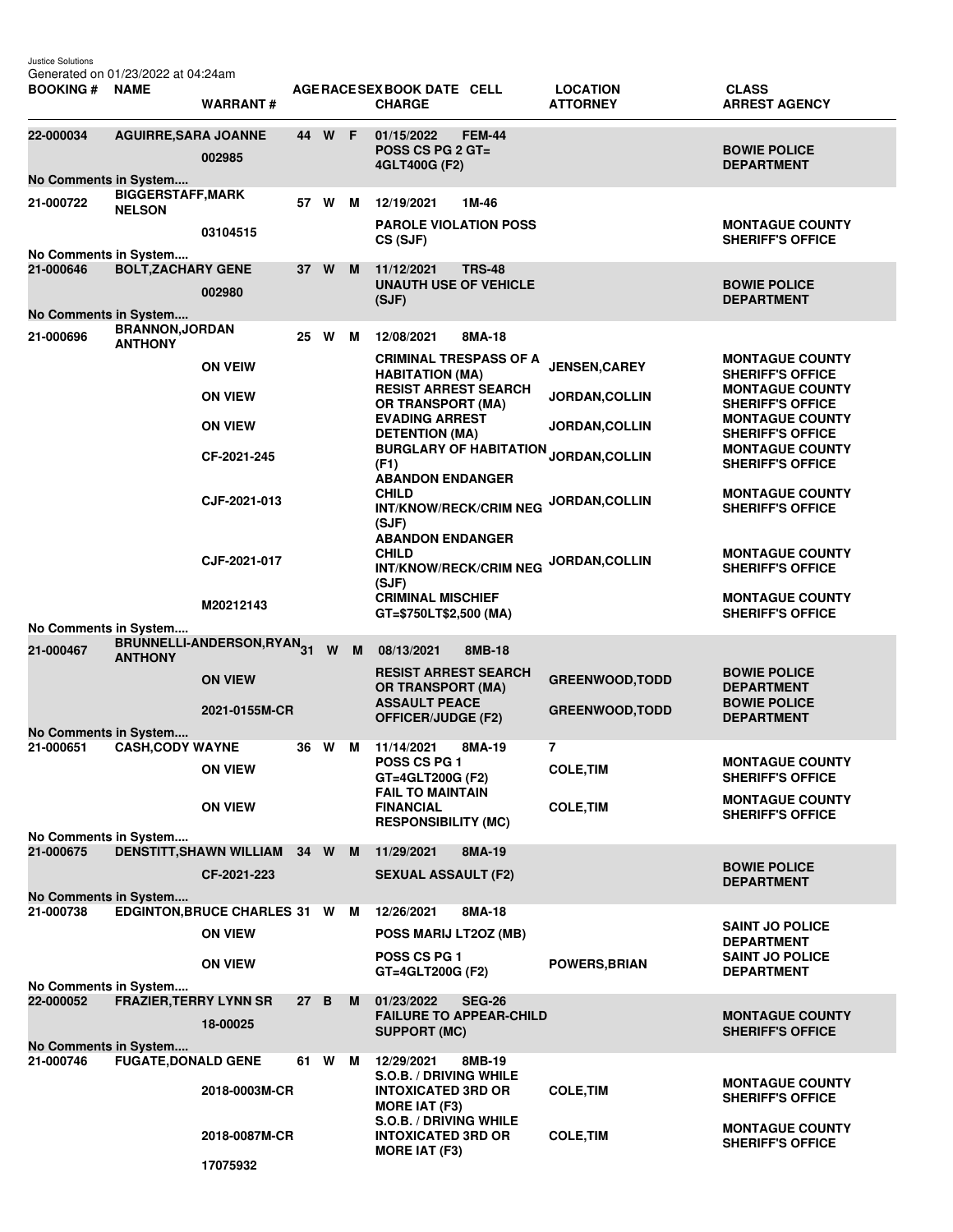Justice Solutions
Generated on 01/23/2022 at 04:24am

| BOOKING # | NAME | WARRANT # | AGE | RACE | SEX | BOOK DATE | CELL | CHARGE | LOCATION ATTORNEY | CLASS ARREST AGENCY |
|---|---|---|---|---|---|---|---|---|---|---|
| 22-000034 | AGUIRRE,SARA JOANNE | | 44 | W | F | 01/15/2022 | FEM-44 | | | |
| | | 002985 | | | | | | POSS CS PG 2 GT= 4GLT400G (F2) | | BOWIE POLICE DEPARTMENT |
| No Comments in System.... | | | | | | | | | | |
| 21-000722 | BIGGERSTAFF,MARK NELSON | | 57 | W | M | 12/19/2021 | 1M-46 | | | |
| | | 03104515 | | | | | | PAROLE VIOLATION POSS CS (SJF) | | MONTAGUE COUNTY SHERIFF'S OFFICE |
| No Comments in System.... | | | | | | | | | | |
| 21-000646 | BOLT,ZACHARY GENE | | 37 | W | M | 11/12/2021 | TRS-48 | | | |
| | | 002980 | | | | | | UNAUTH USE OF VEHICLE (SJF) | | BOWIE POLICE DEPARTMENT |
| No Comments in System.... | | | | | | | | | | |
| 21-000696 | BRANNON,JORDAN ANTHONY | | 25 | W | M | 12/08/2021 | 8MA-18 | | | |
| | | ON VEIW | | | | | | CRIMINAL TRESPASS OF A HABITATION (MA) | JENSEN,CAREY | MONTAGUE COUNTY SHERIFF'S OFFICE |
| | | ON VIEW | | | | | | RESIST ARREST SEARCH OR TRANSPORT (MA) | JORDAN,COLLIN | MONTAGUE COUNTY SHERIFF'S OFFICE |
| | | ON VIEW | | | | | | EVADING ARREST DETENTION (MA) | JORDAN,COLLIN | MONTAGUE COUNTY SHERIFF'S OFFICE |
| | | CF-2021-245 | | | | | | BURGLARY OF HABITATION (F1) | JORDAN,COLLIN | MONTAGUE COUNTY SHERIFF'S OFFICE |
| | | CJF-2021-013 | | | | | | ABANDON ENDANGER CHILD INT/KNOW/RECK/CRIM NEG (SJF) | JORDAN,COLLIN | MONTAGUE COUNTY SHERIFF'S OFFICE |
| | | CJF-2021-017 | | | | | | ABANDON ENDANGER CHILD INT/KNOW/RECK/CRIM NEG (SJF) | JORDAN,COLLIN | MONTAGUE COUNTY SHERIFF'S OFFICE |
| | | M20212143 | | | | | | CRIMINAL MISCHIEF GT=$750LT$2,500 (MA) | | MONTAGUE COUNTY SHERIFF'S OFFICE |
| No Comments in System.... | | | | | | | | | | |
| 21-000467 | BRUNNELLI-ANDERSON,RYAN ANTHONY | | 31 | W | M | 08/13/2021 | 8MB-18 | | | |
| | | ON VIEW | | | | | | RESIST ARREST SEARCH OR TRANSPORT (MA) | GREENWOOD,TODD | BOWIE POLICE DEPARTMENT |
| | | 2021-0155M-CR | | | | | | ASSAULT PEACE OFFICER/JUDGE (F2) | GREENWOOD,TODD | BOWIE POLICE DEPARTMENT |
| No Comments in System.... | | | | | | | | | | |
| 21-000651 | CASH,CODY WAYNE | | 36 | W | M | 11/14/2021 | 8MA-19 | | 7 | |
| | | ON VIEW | | | | | | POSS CS PG 1 GT=4GLT200G (F2) | COLE,TIM | MONTAGUE COUNTY SHERIFF'S OFFICE |
| | | ON VIEW | | | | | | FAIL TO MAINTAIN FINANCIAL RESPONSIBILITY (MC) | COLE,TIM | MONTAGUE COUNTY SHERIFF'S OFFICE |
| No Comments in System.... | | | | | | | | | | |
| 21-000675 | DENSTITT,SHAWN WILLIAM | | 34 | W | M | 11/29/2021 | 8MA-19 | | | |
| | | CF-2021-223 | | | | | | SEXUAL ASSAULT (F2) | | BOWIE POLICE DEPARTMENT |
| No Comments in System.... | | | | | | | | | | |
| 21-000738 | EDGINTON,BRUCE CHARLES | | 31 | W | M | 12/26/2021 | 8MA-18 | | | |
| | | ON VIEW | | | | | | POSS MARIJ LT2OZ (MB) | | SAINT JO POLICE DEPARTMENT |
| | | ON VIEW | | | | | | POSS CS PG 1 GT=4GLT200G (F2) | POWERS,BRIAN | SAINT JO POLICE DEPARTMENT |
| No Comments in System.... | | | | | | | | | | |
| 22-000052 | FRAZIER,TERRY LYNN SR | | 27 | B | M | 01/23/2022 | SEG-26 | | | |
| | | 18-00025 | | | | | | FAILURE TO APPEAR-CHILD SUPPORT (MC) | | MONTAGUE COUNTY SHERIFF'S OFFICE |
| No Comments in System.... | | | | | | | | | | |
| 21-000746 | FUGATE,DONALD GENE | | 61 | W | M | 12/29/2021 | 8MB-19 | | | |
| | | 2018-0003M-CR | | | | | | S.O.B. / DRIVING WHILE INTOXICATED 3RD OR MORE IAT (F3) | COLE,TIM | MONTAGUE COUNTY SHERIFF'S OFFICE |
| | | 2018-0087M-CR | | | | | | S.O.B. / DRIVING WHILE INTOXICATED 3RD OR MORE IAT (F3) | COLE,TIM | MONTAGUE COUNTY SHERIFF'S OFFICE |
| | | 17075932 | | | | | | | | |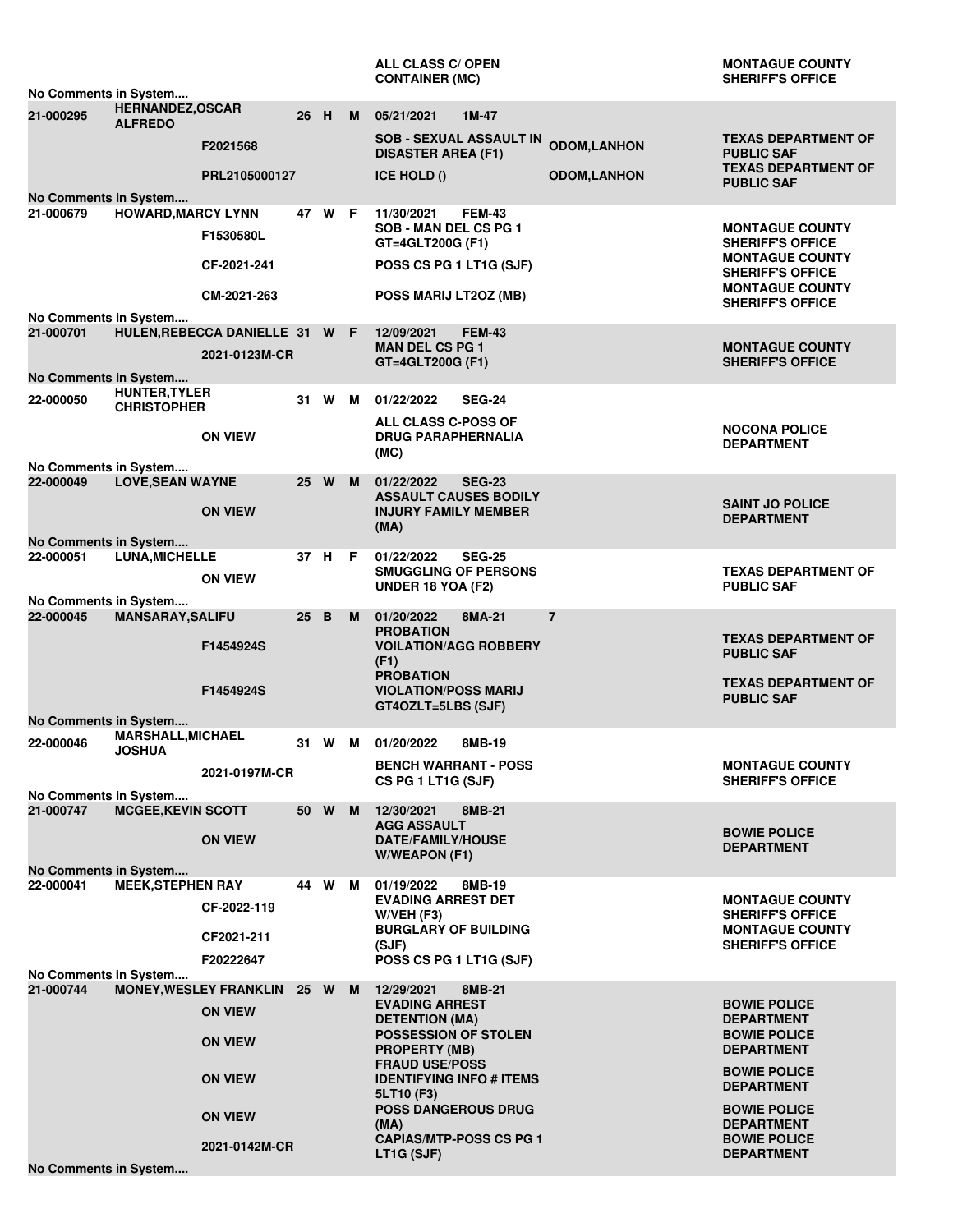| | | | | | | | | |
|---|---|---|---|---|---|---|---|---|
| | | | | | ALL CLASS C/ OPEN CONTAINER (MC) | | | MONTAGUE COUNTY SHERIFF'S OFFICE |
| No Comments in System.... | | | | | | | | |
| 21-000295 | HERNANDEZ,OSCAR ALFREDO | | 26 | H | M | 05/21/2021 1M-47 | | |
| | | F2021568 | | | | SOB - SEXUAL ASSAULT IN DISASTER AREA (F1) | ODOM,LANHON | TEXAS DEPARTMENT OF PUBLIC SAF |
| | | PRL2105000127 | | | | ICE HOLD () | ODOM,LANHON | TEXAS DEPARTMENT OF PUBLIC SAF |
| No Comments in System.... | | | | | | | | |
| 21-000679 | HOWARD,MARCY LYNN | | 47 | W | F | 11/30/2021 FEM-43 | | |
| | | F1530580L | | | | SOB - MAN DEL CS PG 1 GT=4GLT200G (F1) | | MONTAGUE COUNTY SHERIFF'S OFFICE |
| | | CF-2021-241 | | | | POSS CS PG 1 LT1G (SJF) | | MONTAGUE COUNTY SHERIFF'S OFFICE |
| | | CM-2021-263 | | | | POSS MARIJ LT2OZ (MB) | | MONTAGUE COUNTY SHERIFF'S OFFICE |
| No Comments in System.... | | | | | | | | |
| 21-000701 | HULEN,REBECCA DANIELLE | | 31 | W | F | 12/09/2021 FEM-43 | | |
| | | 2021-0123M-CR | | | | MAN DEL CS PG 1 GT=4GLT200G (F1) | | MONTAGUE COUNTY SHERIFF'S OFFICE |
| No Comments in System.... | | | | | | | | |
| 22-000050 | HUNTER,TYLER CHRISTOPHER | | 31 | W | M | 01/22/2022 SEG-24 | | |
| | | ON VIEW | | | | ALL CLASS C-POSS OF DRUG PARAPHERNALIA (MC) | | NOCONA POLICE DEPARTMENT |
| No Comments in System.... | | | | | | | | |
| 22-000049 | LOVE,SEAN WAYNE | | 25 | W | M | 01/22/2022 SEG-23 | | |
| | | ON VIEW | | | | ASSAULT CAUSES BODILY INJURY FAMILY MEMBER (MA) | | SAINT JO POLICE DEPARTMENT |
| No Comments in System.... | | | | | | | | |
| 22-000051 | LUNA,MICHELLE | | 37 | H | F | 01/22/2022 SEG-25 | | |
| | | ON VIEW | | | | SMUGGLING OF PERSONS UNDER 18 YOA (F2) | | TEXAS DEPARTMENT OF PUBLIC SAF |
| No Comments in System.... | | | | | | | | |
| 22-000045 | MANSARAY,SALIFU | | 25 | B | M | 01/20/2022 8MA-21 | 7 | |
| | | F1454924S | | | | PROBATION VOILATION/AGG ROBBERY (F1) | | TEXAS DEPARTMENT OF PUBLIC SAF |
| | | F1454924S | | | | PROBATION VIOLATION/POSS MARIJ GT4OZLT=5LBS (SJF) | | TEXAS DEPARTMENT OF PUBLIC SAF |
| No Comments in System.... | | | | | | | | |
| 22-000046 | MARSHALL,MICHAEL JOSHUA | | 31 | W | M | 01/20/2022 8MB-19 | | |
| | | 2021-0197M-CR | | | | BENCH WARRANT - POSS CS PG 1 LT1G (SJF) | | MONTAGUE COUNTY SHERIFF'S OFFICE |
| No Comments in System.... | | | | | | | | |
| 21-000747 | MCGEE,KEVIN SCOTT | | 50 | W | M | 12/30/2021 8MB-21 | | |
| | | ON VIEW | | | | AGG ASSAULT DATE/FAMILY/HOUSE W/WEAPON (F1) | | BOWIE POLICE DEPARTMENT |
| No Comments in System.... | | | | | | | | |
| 22-000041 | MEEK,STEPHEN RAY | | 44 | W | M | 01/19/2022 8MB-19 | | |
| | | CF-2022-119 | | | | EVADING ARREST DET W/VEH (F3) | | MONTAGUE COUNTY SHERIFF'S OFFICE |
| | | CF2021-211 | | | | BURGLARY OF BUILDING (SJF) | | MONTAGUE COUNTY SHERIFF'S OFFICE |
| | | F20222647 | | | | POSS CS PG 1 LT1G (SJF) | | |
| No Comments in System.... | | | | | | | | |
| 21-000744 | MONEY,WESLEY FRANKLIN | | 25 | W | M | 12/29/2021 8MB-21 | | |
| | | ON VIEW | | | | EVADING ARREST DETENTION (MA) | | BOWIE POLICE DEPARTMENT |
| | | ON VIEW | | | | POSSESSION OF STOLEN PROPERTY (MB) | | BOWIE POLICE DEPARTMENT |
| | | ON VIEW | | | | FRAUD USE/POSS IDENTIFYING INFO # ITEMS 5LT10 (F3) | | BOWIE POLICE DEPARTMENT |
| | | ON VIEW | | | | POSS DANGEROUS DRUG (MA) | | BOWIE POLICE DEPARTMENT |
| | | 2021-0142M-CR | | | | CAPIAS/MTP-POSS CS PG 1 LT1G (SJF) | | BOWIE POLICE DEPARTMENT |
| No Comments in System.... | | | | | | | | |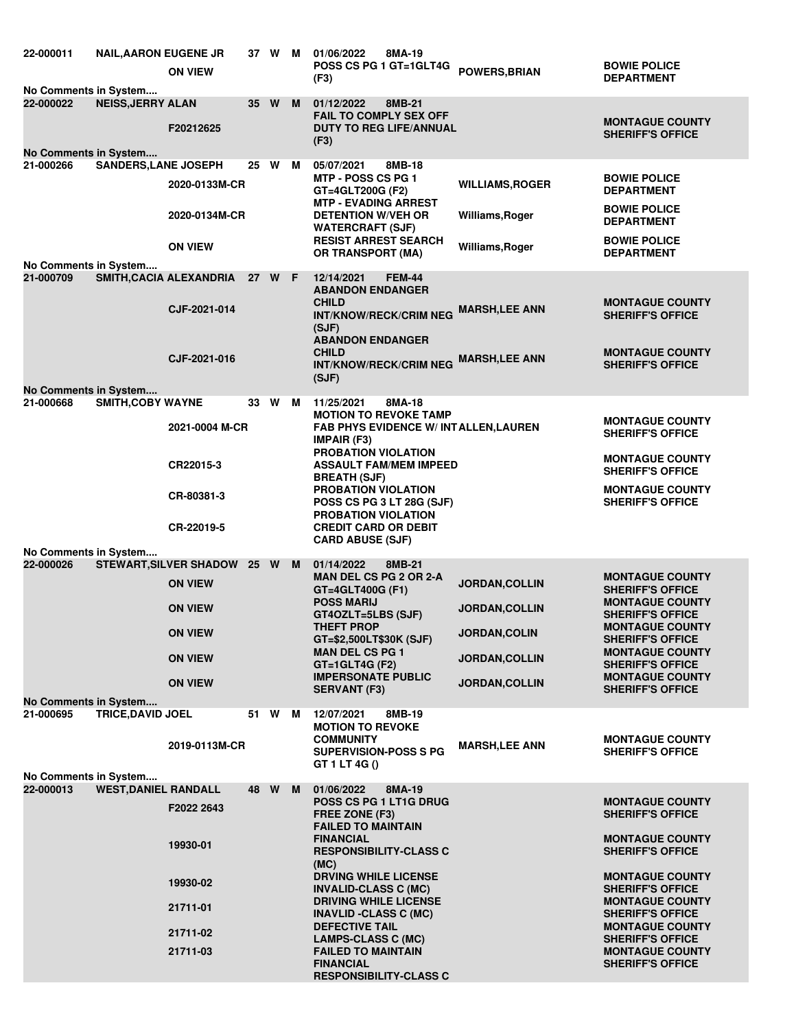| Booking # | Name | Case # | Age | Race | Sex | Date / Cell / Charge | Officer | Agency |
|---|---|---|---|---|---|---|---|---|
| 22-000011 | NAIL,AARON EUGENE JR | | 37 | W | M | 01/06/2022 8MA-19 | | |
| | | ON VIEW | | | | POSS CS PG 1 GT=1GLT4G (F3) | POWERS,BRIAN | BOWIE POLICE DEPARTMENT |
| No Comments in System.... | | | | | | | | |
| 22-000022 | NEISS,JERRY ALAN | | 35 | W | M | 01/12/2022 8MB-21 | | |
| | | F20212625 | | | | FAIL TO COMPLY SEX OFF DUTY TO REG LIFE/ANNUAL (F3) | | MONTAGUE COUNTY SHERIFF'S OFFICE |
| No Comments in System.... | | | | | | | | |
| 21-000266 | SANDERS,LANE JOSEPH | | 25 | W | M | 05/07/2021 8MB-18 | | |
| | | 2020-0133M-CR | | | | MTP - POSS CS PG 1 GT=4GLT200G (F2) | WILLIAMS,ROGER | BOWIE POLICE DEPARTMENT |
| | | 2020-0134M-CR | | | | MTP - EVADING ARREST DETENTION W/VEH OR WATERCRAFT (SJF) | Williams,Roger | BOWIE POLICE DEPARTMENT |
| | | ON VIEW | | | | RESIST ARREST SEARCH OR TRANSPORT (MA) | Williams,Roger | BOWIE POLICE DEPARTMENT |
| No Comments in System.... | | | | | | | | |
| 21-000709 | SMITH,CACIA ALEXANDRIA | | 27 | W | F | 12/14/2021 FEM-44 | | |
| | | CJF-2021-014 | | | | ABANDON ENDANGER CHILD INT/KNOW/RECK/CRIM NEG (SJF) | MARSH,LEE ANN | MONTAGUE COUNTY SHERIFF'S OFFICE |
| | | CJF-2021-016 | | | | ABANDON ENDANGER CHILD INT/KNOW/RECK/CRIM NEG (SJF) | MARSH,LEE ANN | MONTAGUE COUNTY SHERIFF'S OFFICE |
| No Comments in System.... | | | | | | | | |
| 21-000668 | SMITH,COBY WAYNE | | 33 | W | M | 11/25/2021 8MA-18 | | |
| | | 2021-0004 M-CR | | | | MOTION TO REVOKE TAMP FAB PHYS EVIDENCE W/ INT IMPAIR (F3) | ALLEN,LAUREN | MONTAGUE COUNTY SHERIFF'S OFFICE |
| | | CR22015-3 | | | | PROBATION VIOLATION ASSAULT FAM/MEM IMPEED BREATH (SJF) | | MONTAGUE COUNTY SHERIFF'S OFFICE |
| | | CR-80381-3 | | | | PROBATION VIOLATION POSS CS PG 3 LT 28G (SJF) | | MONTAGUE COUNTY SHERIFF'S OFFICE |
| | | CR-22019-5 | | | | PROBATION VIOLATION CREDIT CARD OR DEBIT CARD ABUSE (SJF) | | |
| No Comments in System.... | | | | | | | | |
| 22-000026 | STEWART,SILVER SHADOW | | 25 | W | M | 01/14/2022 8MB-21 | | |
| | | ON VIEW | | | | MAN DEL CS PG 2 OR 2-A GT=4GLT400G (F1) | JORDAN,COLLIN | MONTAGUE COUNTY SHERIFF'S OFFICE |
| | | ON VIEW | | | | POSS MARIJ GT4OZLT=5LBS (SJF) | JORDAN,COLLIN | MONTAGUE COUNTY SHERIFF'S OFFICE |
| | | ON VIEW | | | | THEFT PROP GT=$2,500LT$30K (SJF) | JORDAN,COLIN | MONTAGUE COUNTY SHERIFF'S OFFICE |
| | | ON VIEW | | | | MAN DEL CS PG 1 GT=1GLT4G (F2) | JORDAN,COLLIN | MONTAGUE COUNTY SHERIFF'S OFFICE |
| | | ON VIEW | | | | IMPERSONATE PUBLIC SERVANT (F3) | JORDAN,COLLIN | MONTAGUE COUNTY SHERIFF'S OFFICE |
| No Comments in System.... | | | | | | | | |
| 21-000695 | TRICE,DAVID JOEL | | 51 | W | M | 12/07/2021 8MB-19 | | |
| | | 2019-0113M-CR | | | | MOTION TO REVOKE COMMUNITY SUPERVISION-POSS S PG GT 1 LT 4G () | MARSH,LEE ANN | MONTAGUE COUNTY SHERIFF'S OFFICE |
| No Comments in System.... | | | | | | | | |
| 22-000013 | WEST,DANIEL RANDALL | | 48 | W | M | 01/06/2022 8MA-19 | | |
| | | F2022 2643 | | | | POSS CS PG 1 LT1G DRUG FREE ZONE (F3) | | MONTAGUE COUNTY SHERIFF'S OFFICE |
| | | 19930-01 | | | | FAILED TO MAINTAIN FINANCIAL RESPONSIBILITY-CLASS C (MC) | | MONTAGUE COUNTY SHERIFF'S OFFICE |
| | | 19930-02 | | | | DRVING WHILE LICENSE INVALID-CLASS C (MC) | | MONTAGUE COUNTY SHERIFF'S OFFICE |
| | | 21711-01 | | | | DRIVING WHILE LICENSE INAVLID -CLASS C (MC) | | MONTAGUE COUNTY SHERIFF'S OFFICE |
| | | 21711-02 | | | | DEFECTIVE TAIL LAMPS-CLASS C (MC) | | MONTAGUE COUNTY SHERIFF'S OFFICE |
| | | 21711-03 | | | | FAILED TO MAINTAIN FINANCIAL RESPONSIBILITY-CLASS C | | MONTAGUE COUNTY SHERIFF'S OFFICE |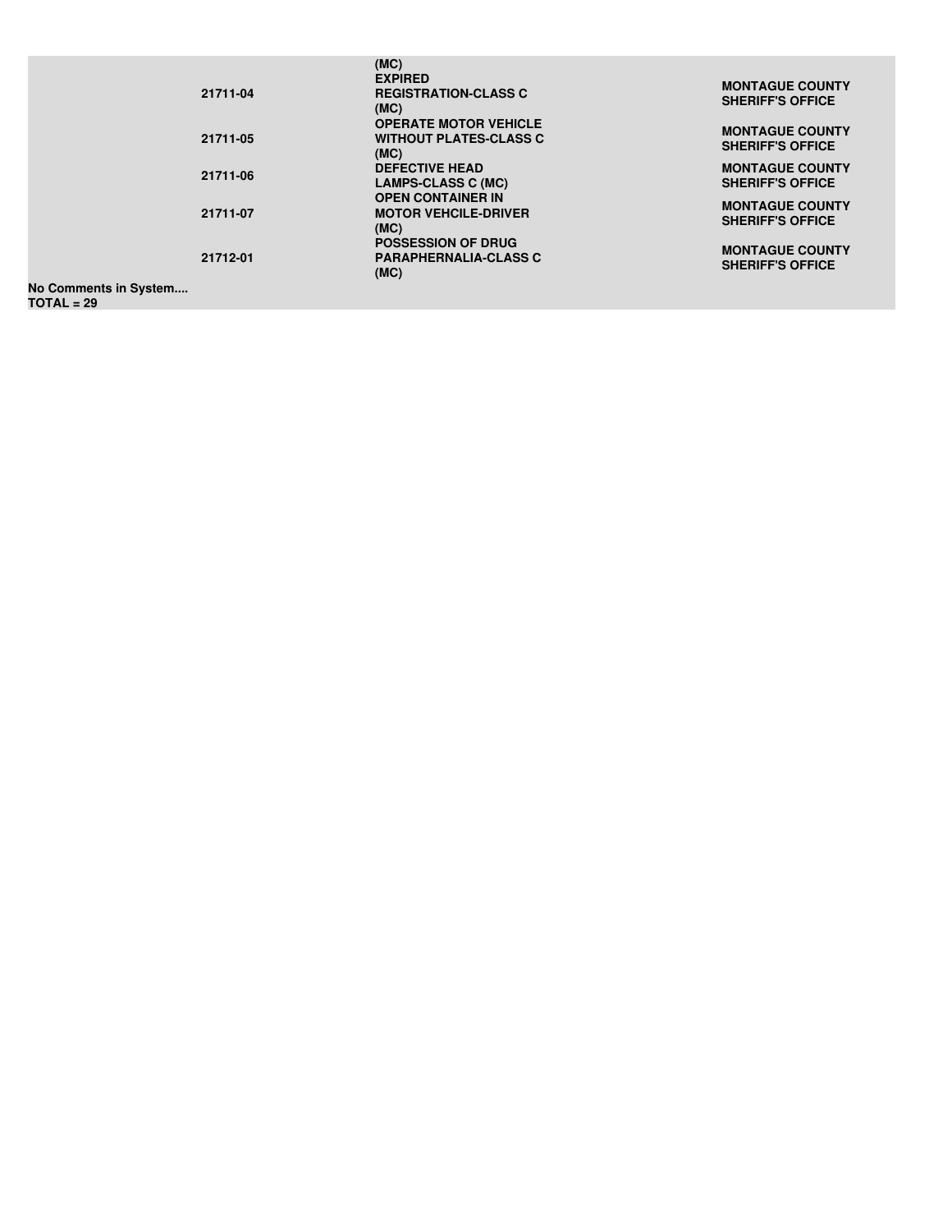| | | | | |
|---|---|---|---|---|
| | | (MC) | | |
| | 21711-04 | EXPIRED REGISTRATION-CLASS C (MC) | | MONTAGUE COUNTY SHERIFF'S OFFICE |
| | 21711-05 | OPERATE MOTOR VEHICLE WITHOUT PLATES-CLASS C (MC) | | MONTAGUE COUNTY SHERIFF'S OFFICE |
| | 21711-06 | DEFECTIVE HEAD LAMPS-CLASS C (MC) | | MONTAGUE COUNTY SHERIFF'S OFFICE |
| | 21711-07 | OPEN CONTAINER IN MOTOR VEHCILE-DRIVER (MC) | | MONTAGUE COUNTY SHERIFF'S OFFICE |
| | 21712-01 | POSSESSION OF DRUG PARAPHERNALIA-CLASS C (MC) | | MONTAGUE COUNTY SHERIFF'S OFFICE |

**No Comments in System....**

**TOTAL = 29**